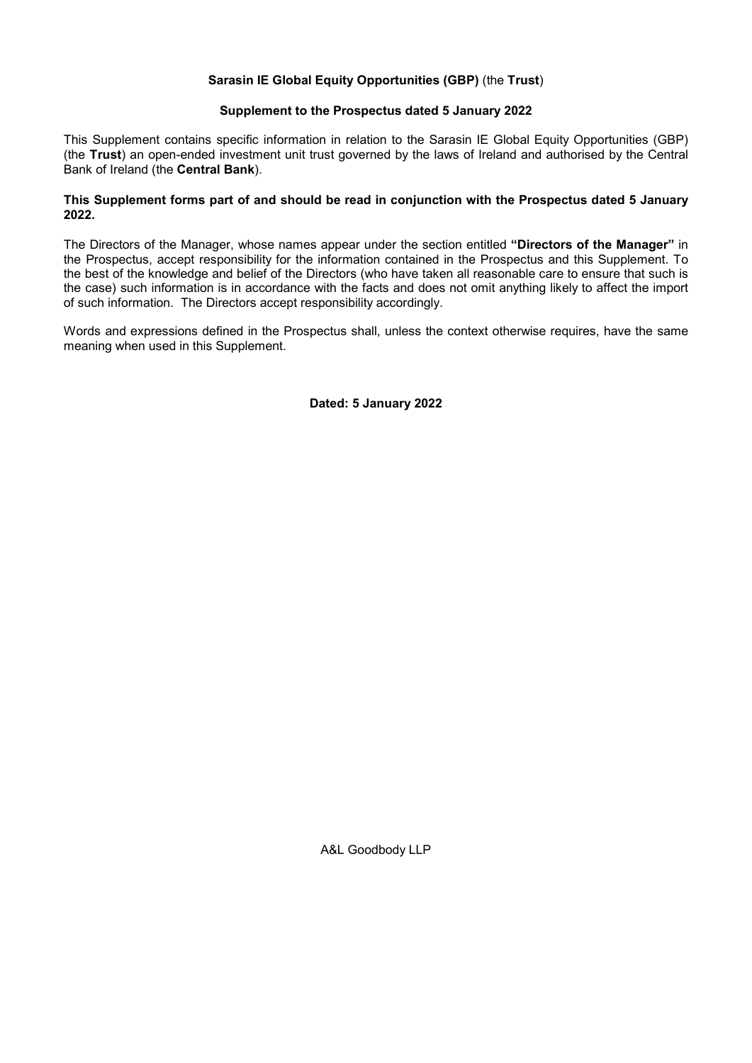**Sarasin IE Global Equity Opportunities (GBP)** (the **Trust**)

**Supplement to the Prospectus dated 5 January 2022**

This Supplement contains specific information in relation to the Sarasin IE Global Equity Opportunities (GBP) (the **Trust**) an open-ended investment unit trust governed by the laws of Ireland and authorised by the Central Bank of Ireland (the **Central Bank**).

**This Supplement forms part of and should be read in conjunction with the Prospectus dated 5 January 2022.**

The Directors of the Manager, whose names appear under the section entitled **"Directors of the Manager"** in the Prospectus, accept responsibility for the information contained in the Prospectus and this Supplement. To the best of the knowledge and belief of the Directors (who have taken all reasonable care to ensure that such is the case) such information is in accordance with the facts and does not omit anything likely to affect the import of such information. The Directors accept responsibility accordingly.

Words and expressions defined in the Prospectus shall, unless the context otherwise requires, have the same meaning when used in this Supplement.

**Dated: 5 January 2022**

A&L Goodbody LLP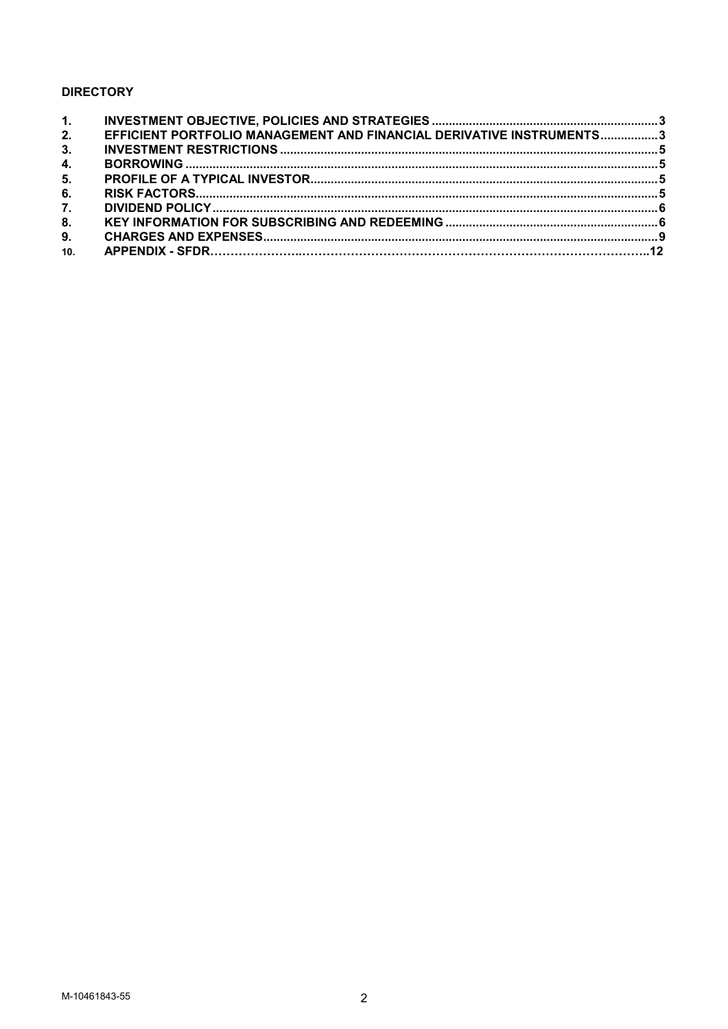**DIRECTORY**

| | | |
|---|---|---|
| 1. | INVESTMENT OBJECTIVE, POLICIES AND STRATEGIES | 3 |
| 2. | EFFICIENT PORTFOLIO MANAGEMENT AND FINANCIAL DERIVATIVE INSTRUMENTS | 3 |
| 3. | INVESTMENT RESTRICTIONS | 5 |
| 4. | BORROWING | 5 |
| 5. | PROFILE OF A TYPICAL INVESTOR | 5 |
| 6. | RISK FACTORS | 5 |
| 7. | DIVIDEND POLICY | 6 |
| 8. | KEY INFORMATION FOR SUBSCRIBING AND REDEEMING | 6 |
| 9. | CHARGES AND EXPENSES | 9 |
| 10. | APPENDIX - SFDR | 12 |

M-10461843-55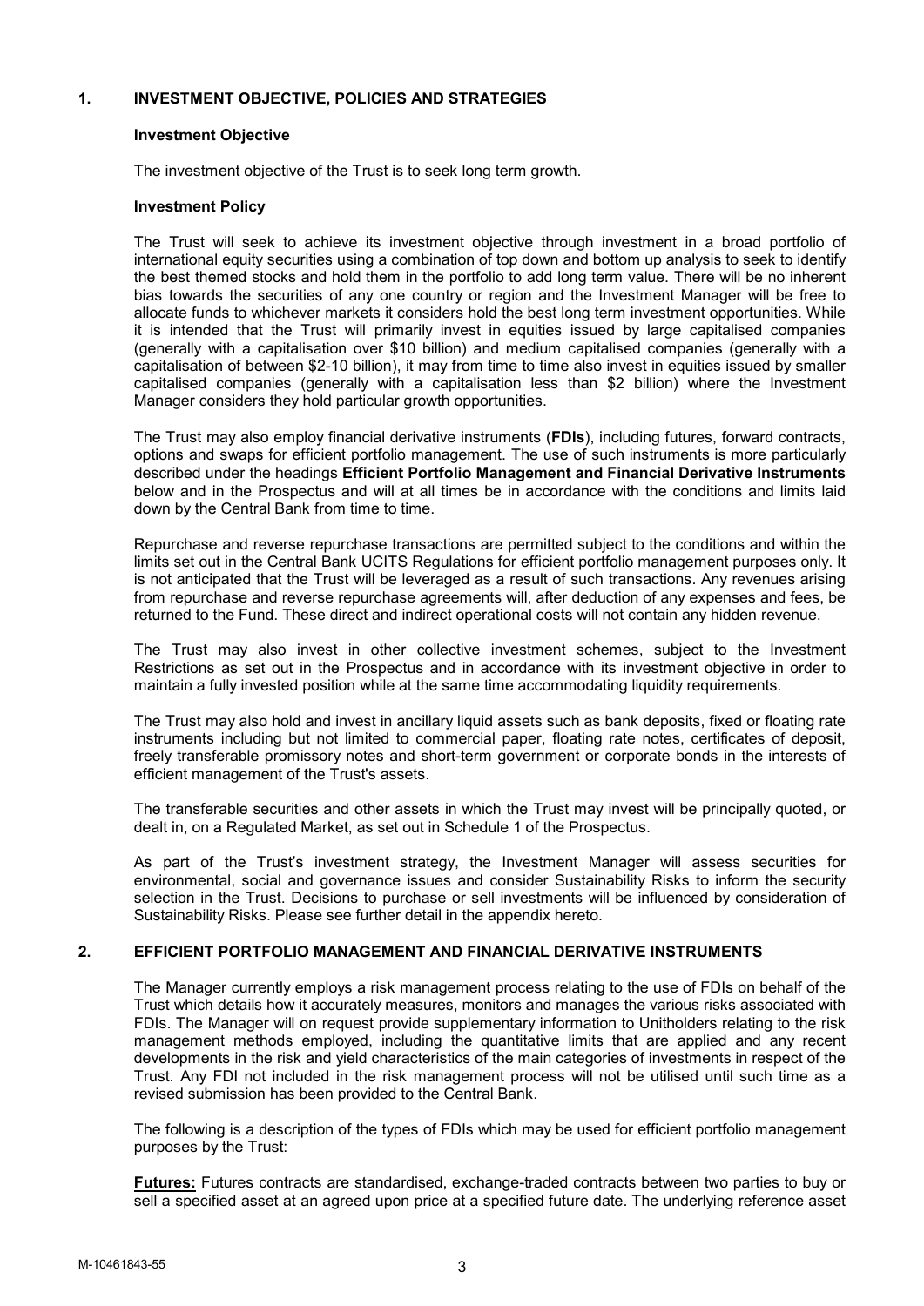## 1. INVESTMENT OBJECTIVE, POLICIES AND STRATEGIES

### Investment Objective

The investment objective of the Trust is to seek long term growth.

### Investment Policy

The Trust will seek to achieve its investment objective through investment in a broad portfolio of international equity securities using a combination of top down and bottom up analysis to seek to identify the best themed stocks and hold them in the portfolio to add long term value. There will be no inherent bias towards the securities of any one country or region and the Investment Manager will be free to allocate funds to whichever markets it considers hold the best long term investment opportunities. While it is intended that the Trust will primarily invest in equities issued by large capitalised companies (generally with a capitalisation over $10 billion) and medium capitalised companies (generally with a capitalisation of between $2-10 billion), it may from time to time also invest in equities issued by smaller capitalised companies (generally with a capitalisation less than $2 billion) where the Investment Manager considers they hold particular growth opportunities.

The Trust may also employ financial derivative instruments (**FDIs**), including futures, forward contracts, options and swaps for efficient portfolio management. The use of such instruments is more particularly described under the headings **Efficient Portfolio Management and Financial Derivative Instruments** below and in the Prospectus and will at all times be in accordance with the conditions and limits laid down by the Central Bank from time to time.

Repurchase and reverse repurchase transactions are permitted subject to the conditions and within the limits set out in the Central Bank UCITS Regulations for efficient portfolio management purposes only. It is not anticipated that the Trust will be leveraged as a result of such transactions. Any revenues arising from repurchase and reverse repurchase agreements will, after deduction of any expenses and fees, be returned to the Fund. These direct and indirect operational costs will not contain any hidden revenue.

The Trust may also invest in other collective investment schemes, subject to the Investment Restrictions as set out in the Prospectus and in accordance with its investment objective in order to maintain a fully invested position while at the same time accommodating liquidity requirements.

The Trust may also hold and invest in ancillary liquid assets such as bank deposits, fixed or floating rate instruments including but not limited to commercial paper, floating rate notes, certificates of deposit, freely transferable promissory notes and short-term government or corporate bonds in the interests of efficient management of the Trust's assets.

The transferable securities and other assets in which the Trust may invest will be principally quoted, or dealt in, on a Regulated Market, as set out in Schedule 1 of the Prospectus.

As part of the Trust's investment strategy, the Investment Manager will assess securities for environmental, social and governance issues and consider Sustainability Risks to inform the security selection in the Trust. Decisions to purchase or sell investments will be influenced by consideration of Sustainability Risks. Please see further detail in the appendix hereto.

## 2. EFFICIENT PORTFOLIO MANAGEMENT AND FINANCIAL DERIVATIVE INSTRUMENTS

The Manager currently employs a risk management process relating to the use of FDIs on behalf of the Trust which details how it accurately measures, monitors and manages the various risks associated with FDIs. The Manager will on request provide supplementary information to Unitholders relating to the risk management methods employed, including the quantitative limits that are applied and any recent developments in the risk and yield characteristics of the main categories of investments in respect of the Trust. Any FDI not included in the risk management process will not be utilised until such time as a revised submission has been provided to the Central Bank.

The following is a description of the types of FDIs which may be used for efficient portfolio management purposes by the Trust:

**Futures:** Futures contracts are standardised, exchange-traded contracts between two parties to buy or sell a specified asset at an agreed upon price at a specified future date. The underlying reference asset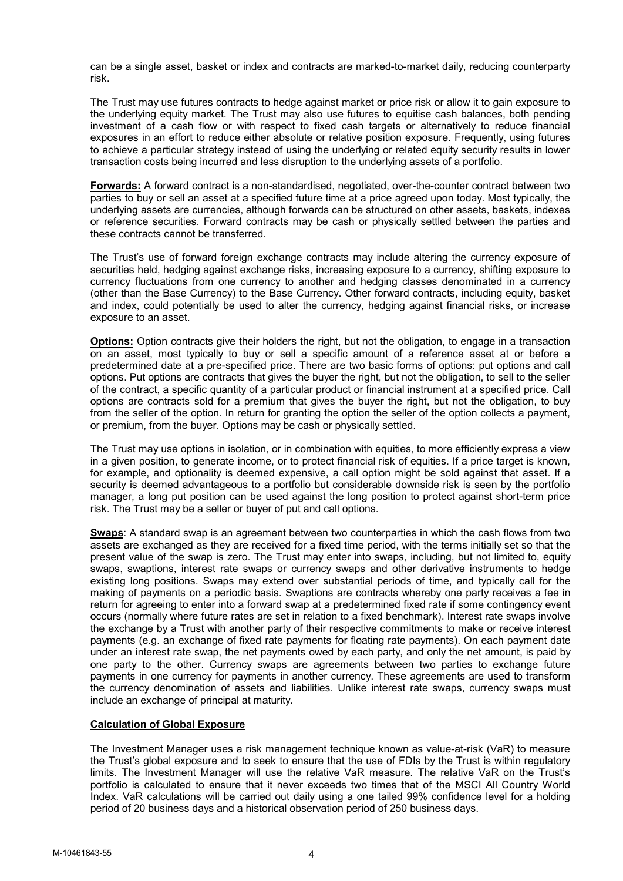can be a single asset, basket or index and contracts are marked-to-market daily, reducing counterparty risk.

The Trust may use futures contracts to hedge against market or price risk or allow it to gain exposure to the underlying equity market. The Trust may also use futures to equitise cash balances, both pending investment of a cash flow or with respect to fixed cash targets or alternatively to reduce financial exposures in an effort to reduce either absolute or relative position exposure. Frequently, using futures to achieve a particular strategy instead of using the underlying or related equity security results in lower transaction costs being incurred and less disruption to the underlying assets of a portfolio.

**Forwards:** A forward contract is a non-standardised, negotiated, over-the-counter contract between two parties to buy or sell an asset at a specified future time at a price agreed upon today. Most typically, the underlying assets are currencies, although forwards can be structured on other assets, baskets, indexes or reference securities. Forward contracts may be cash or physically settled between the parties and these contracts cannot be transferred.

The Trust's use of forward foreign exchange contracts may include altering the currency exposure of securities held, hedging against exchange risks, increasing exposure to a currency, shifting exposure to currency fluctuations from one currency to another and hedging classes denominated in a currency (other than the Base Currency) to the Base Currency. Other forward contracts, including equity, basket and index, could potentially be used to alter the currency, hedging against financial risks, or increase exposure to an asset.

**Options:** Option contracts give their holders the right, but not the obligation, to engage in a transaction on an asset, most typically to buy or sell a specific amount of a reference asset at or before a predetermined date at a pre-specified price. There are two basic forms of options: put options and call options. Put options are contracts that gives the buyer the right, but not the obligation, to sell to the seller of the contract, a specific quantity of a particular product or financial instrument at a specified price. Call options are contracts sold for a premium that gives the buyer the right, but not the obligation, to buy from the seller of the option. In return for granting the option the seller of the option collects a payment, or premium, from the buyer. Options may be cash or physically settled.

The Trust may use options in isolation, or in combination with equities, to more efficiently express a view in a given position, to generate income, or to protect financial risk of equities. If a price target is known, for example, and optionality is deemed expensive, a call option might be sold against that asset. If a security is deemed advantageous to a portfolio but considerable downside risk is seen by the portfolio manager, a long put position can be used against the long position to protect against short-term price risk. The Trust may be a seller or buyer of put and call options.

**Swaps**: A standard swap is an agreement between two counterparties in which the cash flows from two assets are exchanged as they are received for a fixed time period, with the terms initially set so that the present value of the swap is zero. The Trust may enter into swaps, including, but not limited to, equity swaps, swaptions, interest rate swaps or currency swaps and other derivative instruments to hedge existing long positions. Swaps may extend over substantial periods of time, and typically call for the making of payments on a periodic basis. Swaptions are contracts whereby one party receives a fee in return for agreeing to enter into a forward swap at a predetermined fixed rate if some contingency event occurs (normally where future rates are set in relation to a fixed benchmark). Interest rate swaps involve the exchange by a Trust with another party of their respective commitments to make or receive interest payments (e.g. an exchange of fixed rate payments for floating rate payments). On each payment date under an interest rate swap, the net payments owed by each party, and only the net amount, is paid by one party to the other. Currency swaps are agreements between two parties to exchange future payments in one currency for payments in another currency. These agreements are used to transform the currency denomination of assets and liabilities. Unlike interest rate swaps, currency swaps must include an exchange of principal at maturity.

**Calculation of Global Exposure**

The Investment Manager uses a risk management technique known as value-at-risk (VaR) to measure the Trust's global exposure and to seek to ensure that the use of FDIs by the Trust is within regulatory limits. The Investment Manager will use the relative VaR measure. The relative VaR on the Trust's portfolio is calculated to ensure that it never exceeds two times that of the MSCI All Country World Index. VaR calculations will be carried out daily using a one tailed 99% confidence level for a holding period of 20 business days and a historical observation period of 250 business days.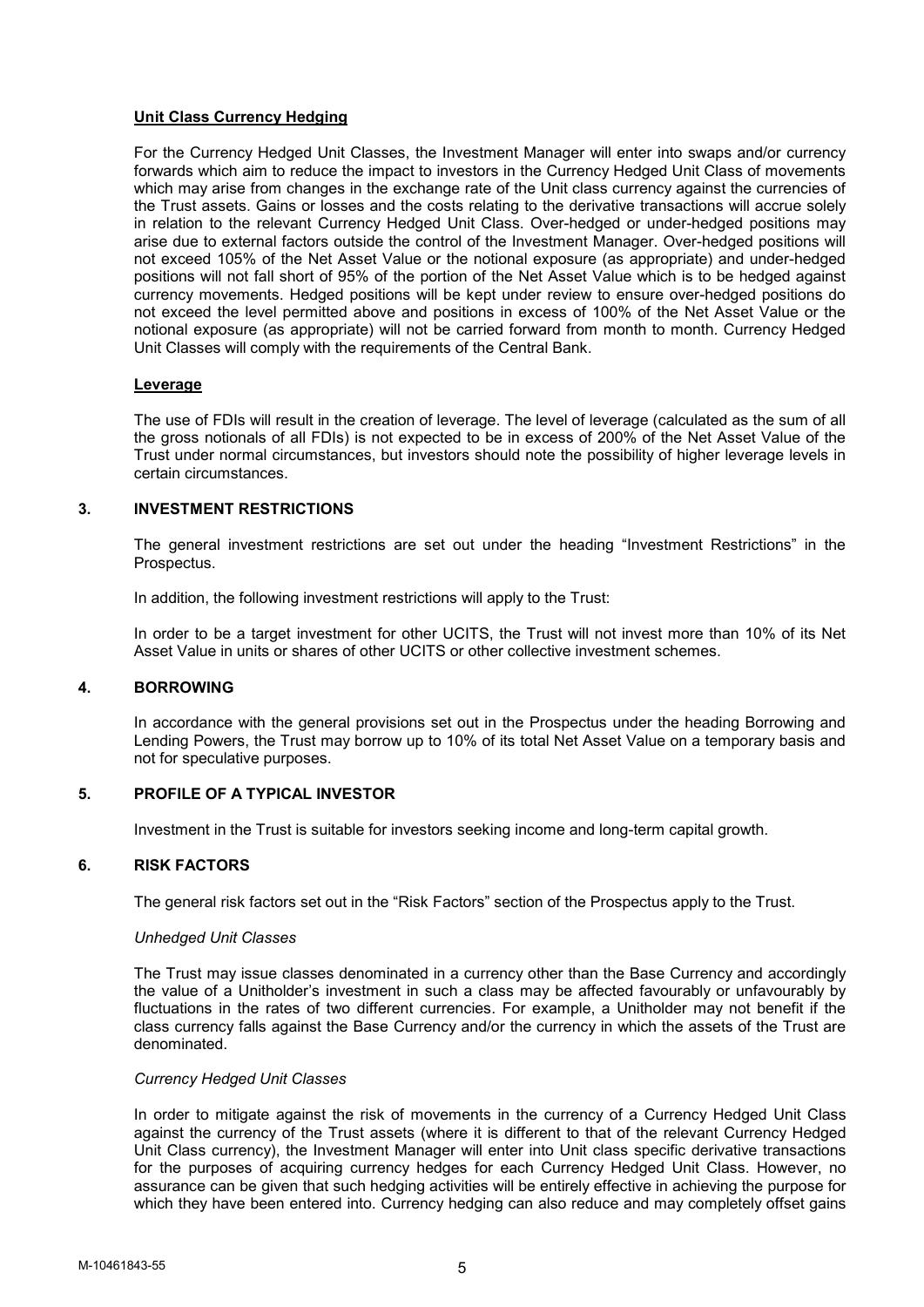**Unit Class Currency Hedging**

For the Currency Hedged Unit Classes, the Investment Manager will enter into swaps and/or currency forwards which aim to reduce the impact to investors in the Currency Hedged Unit Class of movements which may arise from changes in the exchange rate of the Unit class currency against the currencies of the Trust assets. Gains or losses and the costs relating to the derivative transactions will accrue solely in relation to the relevant Currency Hedged Unit Class. Over-hedged or under-hedged positions may arise due to external factors outside the control of the Investment Manager. Over-hedged positions will not exceed 105% of the Net Asset Value or the notional exposure (as appropriate) and under-hedged positions will not fall short of 95% of the portion of the Net Asset Value which is to be hedged against currency movements. Hedged positions will be kept under review to ensure over-hedged positions do not exceed the level permitted above and positions in excess of 100% of the Net Asset Value or the notional exposure (as appropriate) will not be carried forward from month to month. Currency Hedged Unit Classes will comply with the requirements of the Central Bank.

**Leverage**

The use of FDIs will result in the creation of leverage. The level of leverage (calculated as the sum of all the gross notionals of all FDIs) is not expected to be in excess of 200% of the Net Asset Value of the Trust under normal circumstances, but investors should note the possibility of higher leverage levels in certain circumstances.

## 3. INVESTMENT RESTRICTIONS

The general investment restrictions are set out under the heading "Investment Restrictions" in the Prospectus.

In addition, the following investment restrictions will apply to the Trust:

In order to be a target investment for other UCITS, the Trust will not invest more than 10% of its Net Asset Value in units or shares of other UCITS or other collective investment schemes.

## 4. BORROWING

In accordance with the general provisions set out in the Prospectus under the heading Borrowing and Lending Powers, the Trust may borrow up to 10% of its total Net Asset Value on a temporary basis and not for speculative purposes.

## 5. PROFILE OF A TYPICAL INVESTOR

Investment in the Trust is suitable for investors seeking income and long-term capital growth.

## 6. RISK FACTORS

The general risk factors set out in the "Risk Factors" section of the Prospectus apply to the Trust.

*Unhedged Unit Classes*

The Trust may issue classes denominated in a currency other than the Base Currency and accordingly the value of a Unitholder's investment in such a class may be affected favourably or unfavourably by fluctuations in the rates of two different currencies. For example, a Unitholder may not benefit if the class currency falls against the Base Currency and/or the currency in which the assets of the Trust are denominated.

*Currency Hedged Unit Classes*

In order to mitigate against the risk of movements in the currency of a Currency Hedged Unit Class against the currency of the Trust assets (where it is different to that of the relevant Currency Hedged Unit Class currency), the Investment Manager will enter into Unit class specific derivative transactions for the purposes of acquiring currency hedges for each Currency Hedged Unit Class. However, no assurance can be given that such hedging activities will be entirely effective in achieving the purpose for which they have been entered into. Currency hedging can also reduce and may completely offset gains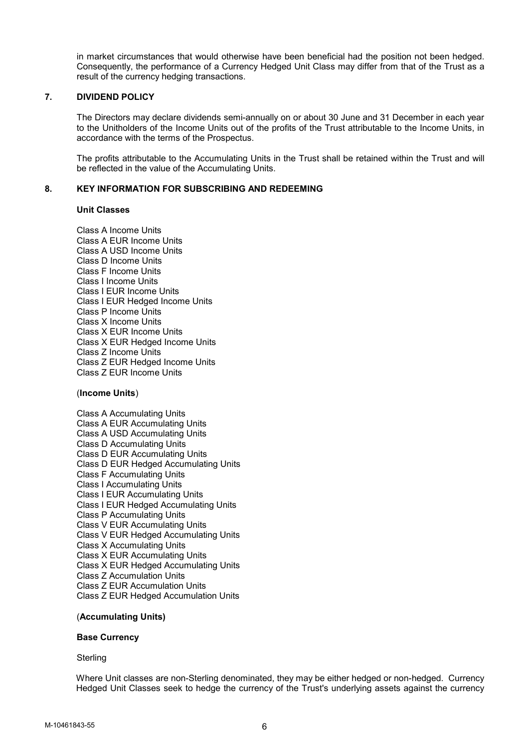in market circumstances that would otherwise have been beneficial had the position not been hedged. Consequently, the performance of a Currency Hedged Unit Class may differ from that of the Trust as a result of the currency hedging transactions.

## 7. DIVIDEND POLICY

The Directors may declare dividends semi-annually on or about 30 June and 31 December in each year to the Unitholders of the Income Units out of the profits of the Trust attributable to the Income Units, in accordance with the terms of the Prospectus.

The profits attributable to the Accumulating Units in the Trust shall be retained within the Trust and will be reflected in the value of the Accumulating Units.

## 8. KEY INFORMATION FOR SUBSCRIBING AND REDEEMING

**Unit Classes**

Class A Income Units
Class A EUR Income Units
Class A USD Income Units
Class D Income Units
Class F Income Units
Class I Income Units
Class I EUR Income Units
Class I EUR Hedged Income Units
Class P Income Units
Class X Income Units
Class X EUR Income Units
Class X EUR Hedged Income Units
Class Z Income Units
Class Z EUR Hedged Income Units
Class Z EUR Income Units

(**Income Units**)

Class A Accumulating Units
Class A EUR Accumulating Units
Class A USD Accumulating Units
Class D Accumulating Units
Class D EUR Accumulating Units
Class D EUR Hedged Accumulating Units
Class F Accumulating Units
Class I Accumulating Units
Class I EUR Accumulating Units
Class I EUR Hedged Accumulating Units
Class P Accumulating Units
Class V EUR Accumulating Units
Class V EUR Hedged Accumulating Units
Class X Accumulating Units
Class X EUR Accumulating Units
Class X EUR Hedged Accumulating Units
Class Z Accumulation Units
Class Z EUR Accumulation Units
Class Z EUR Hedged Accumulation Units

(**Accumulating Units)**

**Base Currency**

Sterling

Where Unit classes are non-Sterling denominated, they may be either hedged or non-hedged. Currency Hedged Unit Classes seek to hedge the currency of the Trust's underlying assets against the currency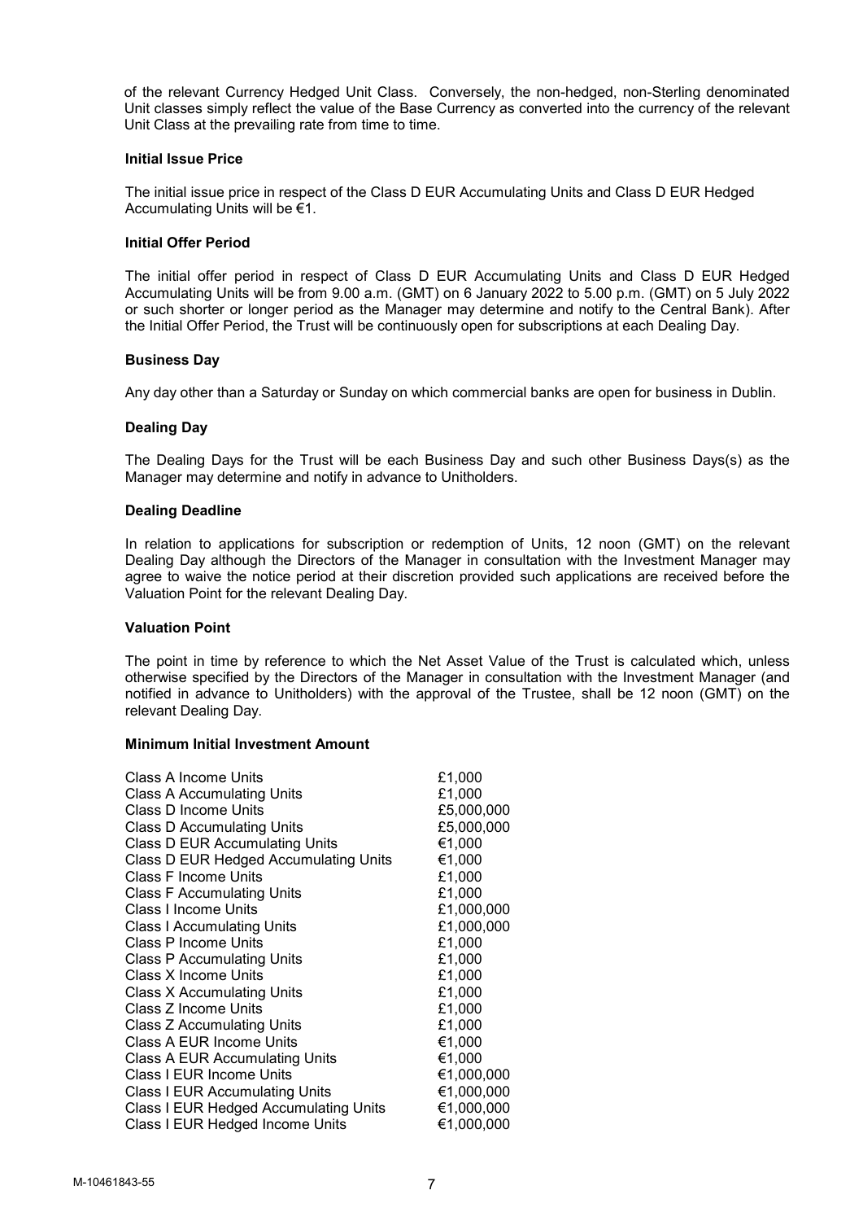of the relevant Currency Hedged Unit Class. Conversely, the non-hedged, non-Sterling denominated Unit classes simply reflect the value of the Base Currency as converted into the currency of the relevant Unit Class at the prevailing rate from time to time.

**Initial Issue Price**

The initial issue price in respect of the Class D EUR Accumulating Units and Class D EUR Hedged Accumulating Units will be €1.

**Initial Offer Period**

The initial offer period in respect of Class D EUR Accumulating Units and Class D EUR Hedged Accumulating Units will be from 9.00 a.m. (GMT) on 6 January 2022 to 5.00 p.m. (GMT) on 5 July 2022 or such shorter or longer period as the Manager may determine and notify to the Central Bank). After the Initial Offer Period, the Trust will be continuously open for subscriptions at each Dealing Day.

**Business Day**

Any day other than a Saturday or Sunday on which commercial banks are open for business in Dublin.

**Dealing Day**

The Dealing Days for the Trust will be each Business Day and such other Business Days(s) as the Manager may determine and notify in advance to Unitholders.

**Dealing Deadline**

In relation to applications for subscription or redemption of Units, 12 noon (GMT) on the relevant Dealing Day although the Directors of the Manager in consultation with the Investment Manager may agree to waive the notice period at their discretion provided such applications are received before the Valuation Point for the relevant Dealing Day.

**Valuation Point**

The point in time by reference to which the Net Asset Value of the Trust is calculated which, unless otherwise specified by the Directors of the Manager in consultation with the Investment Manager (and notified in advance to Unitholders) with the approval of the Trustee, shall be 12 noon (GMT) on the relevant Dealing Day.

**Minimum Initial Investment Amount**

| | |
|---|---|
| Class A Income Units | £1,000 |
| Class A Accumulating Units | £1,000 |
| Class D Income Units | £5,000,000 |
| Class D Accumulating Units | £5,000,000 |
| Class D EUR Accumulating Units | €1,000 |
| Class D EUR Hedged Accumulating Units | €1,000 |
| Class F Income Units | £1,000 |
| Class F Accumulating Units | £1,000 |
| Class I Income Units | £1,000,000 |
| Class I Accumulating Units | £1,000,000 |
| Class P Income Units | £1,000 |
| Class P Accumulating Units | £1,000 |
| Class X Income Units | £1,000 |
| Class X Accumulating Units | £1,000 |
| Class Z Income Units | £1,000 |
| Class Z Accumulating Units | £1,000 |
| Class A EUR Income Units | €1,000 |
| Class A EUR Accumulating Units | €1,000 |
| Class I EUR Income Units | €1,000,000 |
| Class I EUR Accumulating Units | €1,000,000 |
| Class I EUR Hedged Accumulating Units | €1,000,000 |
| Class I EUR Hedged Income Units | €1,000,000 |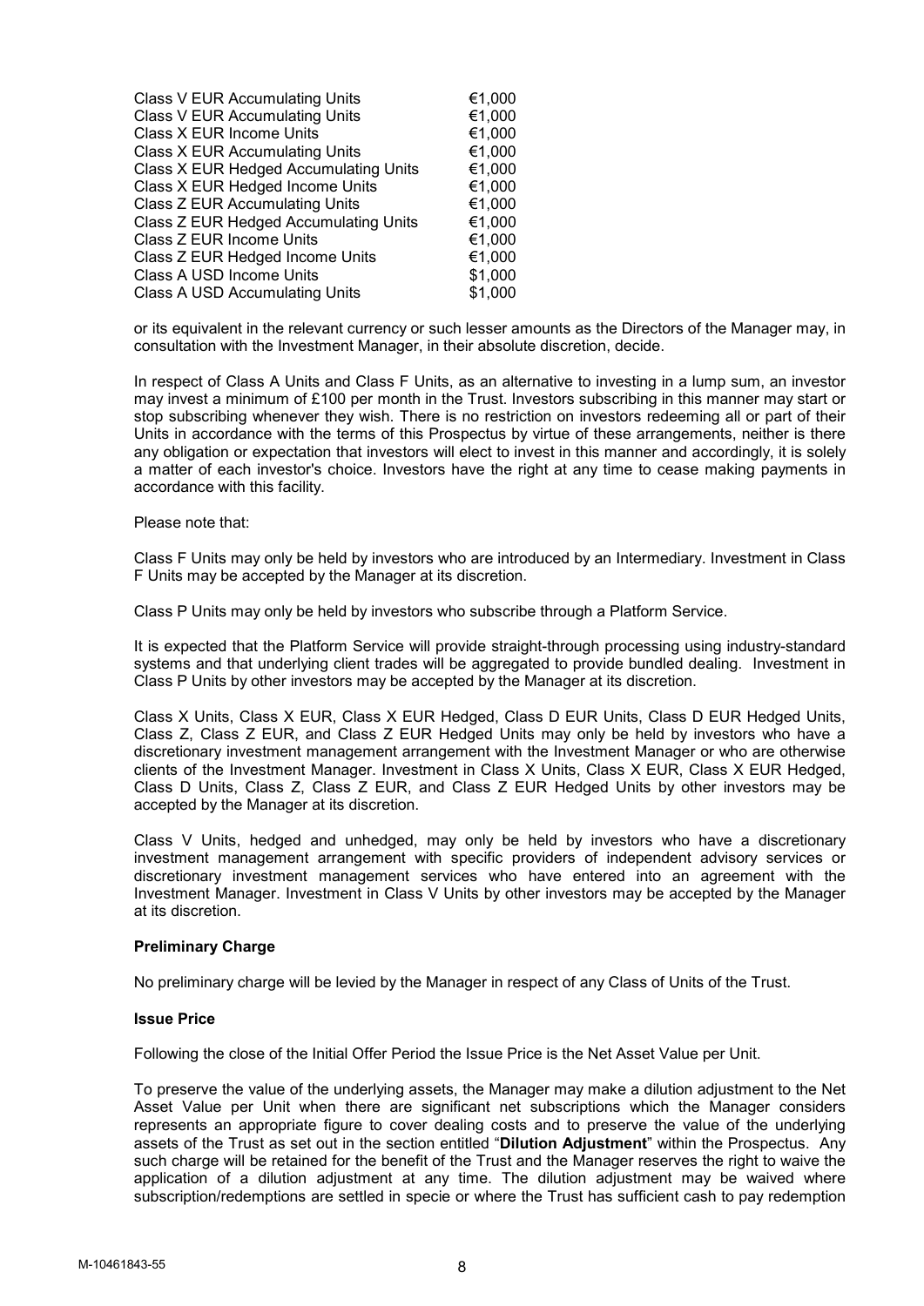| | |
|---|---|
| Class V EUR Accumulating Units | €1,000 |
| Class V EUR Accumulating Units | €1,000 |
| Class X EUR Income Units | €1,000 |
| Class X EUR Accumulating Units | €1,000 |
| Class X EUR Hedged Accumulating Units | €1,000 |
| Class X EUR Hedged Income Units | €1,000 |
| Class Z EUR Accumulating Units | €1,000 |
| Class Z EUR Hedged Accumulating Units | €1,000 |
| Class Z EUR Income Units | €1,000 |
| Class Z EUR Hedged Income Units | €1,000 |
| Class A USD Income Units | $1,000 |
| Class A USD Accumulating Units | $1,000 |

or its equivalent in the relevant currency or such lesser amounts as the Directors of the Manager may, in consultation with the Investment Manager, in their absolute discretion, decide.

In respect of Class A Units and Class F Units, as an alternative to investing in a lump sum, an investor may invest a minimum of £100 per month in the Trust. Investors subscribing in this manner may start or stop subscribing whenever they wish. There is no restriction on investors redeeming all or part of their Units in accordance with the terms of this Prospectus by virtue of these arrangements, neither is there any obligation or expectation that investors will elect to invest in this manner and accordingly, it is solely a matter of each investor's choice. Investors have the right at any time to cease making payments in accordance with this facility.

Please note that:

Class F Units may only be held by investors who are introduced by an Intermediary. Investment in Class F Units may be accepted by the Manager at its discretion.

Class P Units may only be held by investors who subscribe through a Platform Service.

It is expected that the Platform Service will provide straight-through processing using industry-standard systems and that underlying client trades will be aggregated to provide bundled dealing. Investment in Class P Units by other investors may be accepted by the Manager at its discretion.

Class X Units, Class X EUR, Class X EUR Hedged, Class D EUR Units, Class D EUR Hedged Units, Class Z, Class Z EUR, and Class Z EUR Hedged Units may only be held by investors who have a discretionary investment management arrangement with the Investment Manager or who are otherwise clients of the Investment Manager. Investment in Class X Units, Class X EUR, Class X EUR Hedged, Class D Units, Class Z, Class Z EUR, and Class Z EUR Hedged Units by other investors may be accepted by the Manager at its discretion.

Class V Units, hedged and unhedged, may only be held by investors who have a discretionary investment management arrangement with specific providers of independent advisory services or discretionary investment management services who have entered into an agreement with the Investment Manager. Investment in Class V Units by other investors may be accepted by the Manager at its discretion.

**Preliminary Charge**

No preliminary charge will be levied by the Manager in respect of any Class of Units of the Trust.

**Issue Price**

Following the close of the Initial Offer Period the Issue Price is the Net Asset Value per Unit.

To preserve the value of the underlying assets, the Manager may make a dilution adjustment to the Net Asset Value per Unit when there are significant net subscriptions which the Manager considers represents an appropriate figure to cover dealing costs and to preserve the value of the underlying assets of the Trust as set out in the section entitled "**Dilution Adjustment**" within the Prospectus. Any such charge will be retained for the benefit of the Trust and the Manager reserves the right to waive the application of a dilution adjustment at any time. The dilution adjustment may be waived where subscription/redemptions are settled in specie or where the Trust has sufficient cash to pay redemption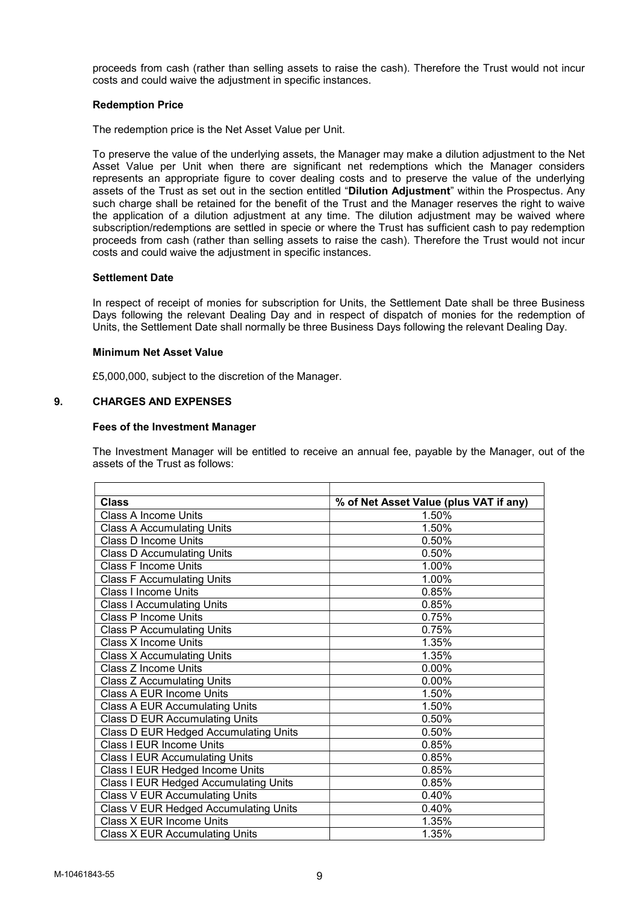proceeds from cash (rather than selling assets to raise the cash). Therefore the Trust would not incur costs and could waive the adjustment in specific instances.

**Redemption Price**

The redemption price is the Net Asset Value per Unit.

To preserve the value of the underlying assets, the Manager may make a dilution adjustment to the Net Asset Value per Unit when there are significant net redemptions which the Manager considers represents an appropriate figure to cover dealing costs and to preserve the value of the underlying assets of the Trust as set out in the section entitled "**Dilution Adjustment**" within the Prospectus. Any such charge shall be retained for the benefit of the Trust and the Manager reserves the right to waive the application of a dilution adjustment at any time. The dilution adjustment may be waived where subscription/redemptions are settled in specie or where the Trust has sufficient cash to pay redemption proceeds from cash (rather than selling assets to raise the cash). Therefore the Trust would not incur costs and could waive the adjustment in specific instances.

**Settlement Date**

In respect of receipt of monies for subscription for Units, the Settlement Date shall be three Business Days following the relevant Dealing Day and in respect of dispatch of monies for the redemption of Units, the Settlement Date shall normally be three Business Days following the relevant Dealing Day.

**Minimum Net Asset Value**

£5,000,000, subject to the discretion of the Manager.

## 9. CHARGES AND EXPENSES

**Fees of the Investment Manager**

The Investment Manager will be entitled to receive an annual fee, payable by the Manager, out of the assets of the Trust as follows:

| Class | % of Net Asset Value (plus VAT if any) |
|---|---|
| Class A Income Units | 1.50% |
| Class A Accumulating Units | 1.50% |
| Class D Income Units | 0.50% |
| Class D Accumulating Units | 0.50% |
| Class F Income Units | 1.00% |
| Class F Accumulating Units | 1.00% |
| Class I Income Units | 0.85% |
| Class I Accumulating Units | 0.85% |
| Class P Income Units | 0.75% |
| Class P Accumulating Units | 0.75% |
| Class X Income Units | 1.35% |
| Class X Accumulating Units | 1.35% |
| Class Z Income Units | 0.00% |
| Class Z Accumulating Units | 0.00% |
| Class A EUR Income Units | 1.50% |
| Class A EUR Accumulating Units | 1.50% |
| Class D EUR Accumulating Units | 0.50% |
| Class D EUR Hedged Accumulating Units | 0.50% |
| Class I EUR Income Units | 0.85% |
| Class I EUR Accumulating Units | 0.85% |
| Class I EUR Hedged Income Units | 0.85% |
| Class I EUR Hedged Accumulating Units | 0.85% |
| Class V EUR Accumulating Units | 0.40% |
| Class V EUR Hedged Accumulating Units | 0.40% |
| Class X EUR Income Units | 1.35% |
| Class X EUR Accumulating Units | 1.35% |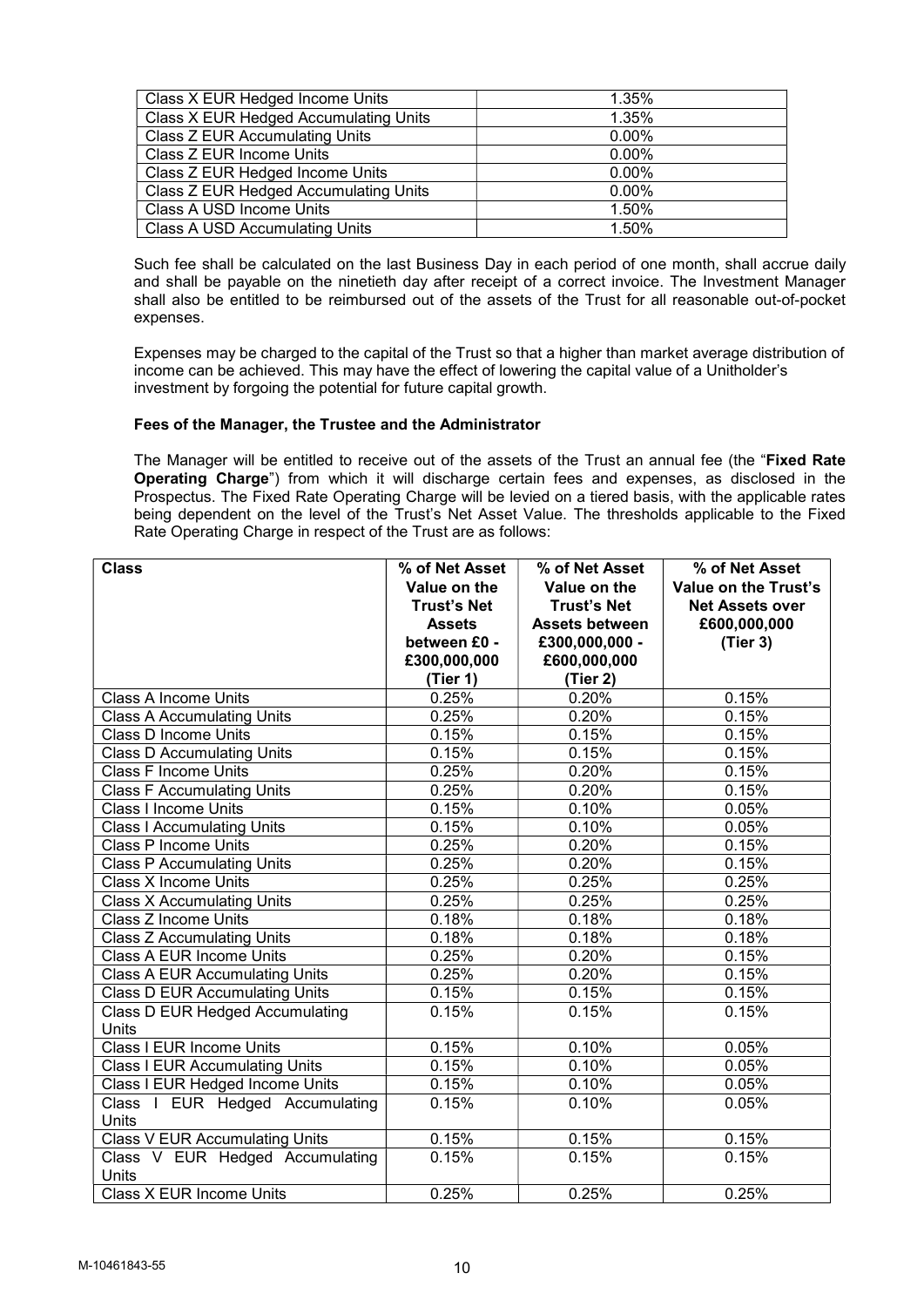| | |
|---|---|
| Class X EUR Hedged Income Units | 1.35% |
| Class X EUR Hedged Accumulating Units | 1.35% |
| Class Z EUR Accumulating Units | 0.00% |
| Class Z EUR Income Units | 0.00% |
| Class Z EUR Hedged Income Units | 0.00% |
| Class Z EUR Hedged Accumulating Units | 0.00% |
| Class A USD Income Units | 1.50% |
| Class A USD Accumulating Units | 1.50% |

Such fee shall be calculated on the last Business Day in each period of one month, shall accrue daily and shall be payable on the ninetieth day after receipt of a correct invoice. The Investment Manager shall also be entitled to be reimbursed out of the assets of the Trust for all reasonable out-of-pocket expenses.

Expenses may be charged to the capital of the Trust so that a higher than market average distribution of income can be achieved. This may have the effect of lowering the capital value of a Unitholder's investment by forgoing the potential for future capital growth.

**Fees of the Manager, the Trustee and the Administrator**

The Manager will be entitled to receive out of the assets of the Trust an annual fee (the "**Fixed Rate Operating Charge**") from which it will discharge certain fees and expenses, as disclosed in the Prospectus. The Fixed Rate Operating Charge will be levied on a tiered basis, with the applicable rates being dependent on the level of the Trust's Net Asset Value. The thresholds applicable to the Fixed Rate Operating Charge in respect of the Trust are as follows:

| Class | % of Net Asset Value on the Trust's Net Assets between £0 - £300,000,000 (Tier 1) | % of Net Asset Value on the Trust's Net Assets between £300,000,000 - £600,000,000 (Tier 2) | % of Net Asset Value on the Trust's Net Assets over £600,000,000 (Tier 3) |
|---|---|---|---|
| Class A Income Units | 0.25% | 0.20% | 0.15% |
| Class A Accumulating Units | 0.25% | 0.20% | 0.15% |
| Class D Income Units | 0.15% | 0.15% | 0.15% |
| Class D Accumulating Units | 0.15% | 0.15% | 0.15% |
| Class F Income Units | 0.25% | 0.20% | 0.15% |
| Class F Accumulating Units | 0.25% | 0.20% | 0.15% |
| Class I Income Units | 0.15% | 0.10% | 0.05% |
| Class I Accumulating Units | 0.15% | 0.10% | 0.05% |
| Class P Income Units | 0.25% | 0.20% | 0.15% |
| Class P Accumulating Units | 0.25% | 0.20% | 0.15% |
| Class X Income Units | 0.25% | 0.25% | 0.25% |
| Class X Accumulating Units | 0.25% | 0.25% | 0.25% |
| Class Z Income Units | 0.18% | 0.18% | 0.18% |
| Class Z Accumulating Units | 0.18% | 0.18% | 0.18% |
| Class A EUR Income Units | 0.25% | 0.20% | 0.15% |
| Class A EUR Accumulating Units | 0.25% | 0.20% | 0.15% |
| Class D EUR Accumulating Units | 0.15% | 0.15% | 0.15% |
| Class D EUR Hedged Accumulating Units | 0.15% | 0.15% | 0.15% |
| Class I EUR Income Units | 0.15% | 0.10% | 0.05% |
| Class I EUR Accumulating Units | 0.15% | 0.10% | 0.05% |
| Class I EUR Hedged Income Units | 0.15% | 0.10% | 0.05% |
| Class I EUR Hedged Accumulating Units | 0.15% | 0.10% | 0.05% |
| Class V EUR Accumulating Units | 0.15% | 0.15% | 0.15% |
| Class V EUR Hedged Accumulating Units | 0.15% | 0.15% | 0.15% |
| Class X EUR Income Units | 0.25% | 0.25% | 0.25% |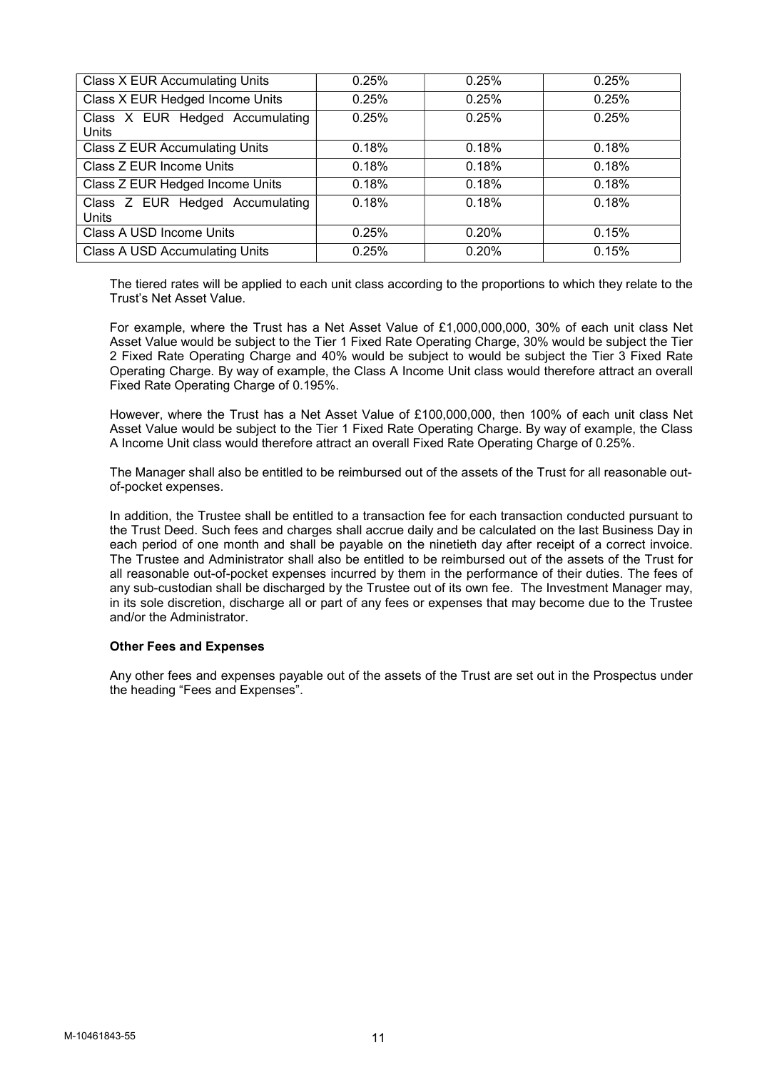| Class X EUR Accumulating Units | 0.25% | 0.25% | 0.25% |
|---|---|---|---|
| Class X EUR Hedged Income Units | 0.25% | 0.25% | 0.25% |
| Class X EUR Hedged Accumulating Units | 0.25% | 0.25% | 0.25% |
| Class Z EUR Accumulating Units | 0.18% | 0.18% | 0.18% |
| Class Z EUR Income Units | 0.18% | 0.18% | 0.18% |
| Class Z EUR Hedged Income Units | 0.18% | 0.18% | 0.18% |
| Class Z EUR Hedged Accumulating Units | 0.18% | 0.18% | 0.18% |
| Class A USD Income Units | 0.25% | 0.20% | 0.15% |
| Class A USD Accumulating Units | 0.25% | 0.20% | 0.15% |

The tiered rates will be applied to each unit class according to the proportions to which they relate to the Trust's Net Asset Value.

For example, where the Trust has a Net Asset Value of £1,000,000,000, 30% of each unit class Net Asset Value would be subject to the Tier 1 Fixed Rate Operating Charge, 30% would be subject the Tier 2 Fixed Rate Operating Charge and 40% would be subject to would be subject the Tier 3 Fixed Rate Operating Charge. By way of example, the Class A Income Unit class would therefore attract an overall Fixed Rate Operating Charge of 0.195%.

However, where the Trust has a Net Asset Value of £100,000,000, then 100% of each unit class Net Asset Value would be subject to the Tier 1 Fixed Rate Operating Charge. By way of example, the Class A Income Unit class would therefore attract an overall Fixed Rate Operating Charge of 0.25%.

The Manager shall also be entitled to be reimbursed out of the assets of the Trust for all reasonable out-of-pocket expenses.

In addition, the Trustee shall be entitled to a transaction fee for each transaction conducted pursuant to the Trust Deed. Such fees and charges shall accrue daily and be calculated on the last Business Day in each period of one month and shall be payable on the ninetieth day after receipt of a correct invoice. The Trustee and Administrator shall also be entitled to be reimbursed out of the assets of the Trust for all reasonable out-of-pocket expenses incurred by them in the performance of their duties. The fees of any sub-custodian shall be discharged by the Trustee out of its own fee. The Investment Manager may, in its sole discretion, discharge all or part of any fees or expenses that may become due to the Trustee and/or the Administrator.

**Other Fees and Expenses**

Any other fees and expenses payable out of the assets of the Trust are set out in the Prospectus under the heading "Fees and Expenses".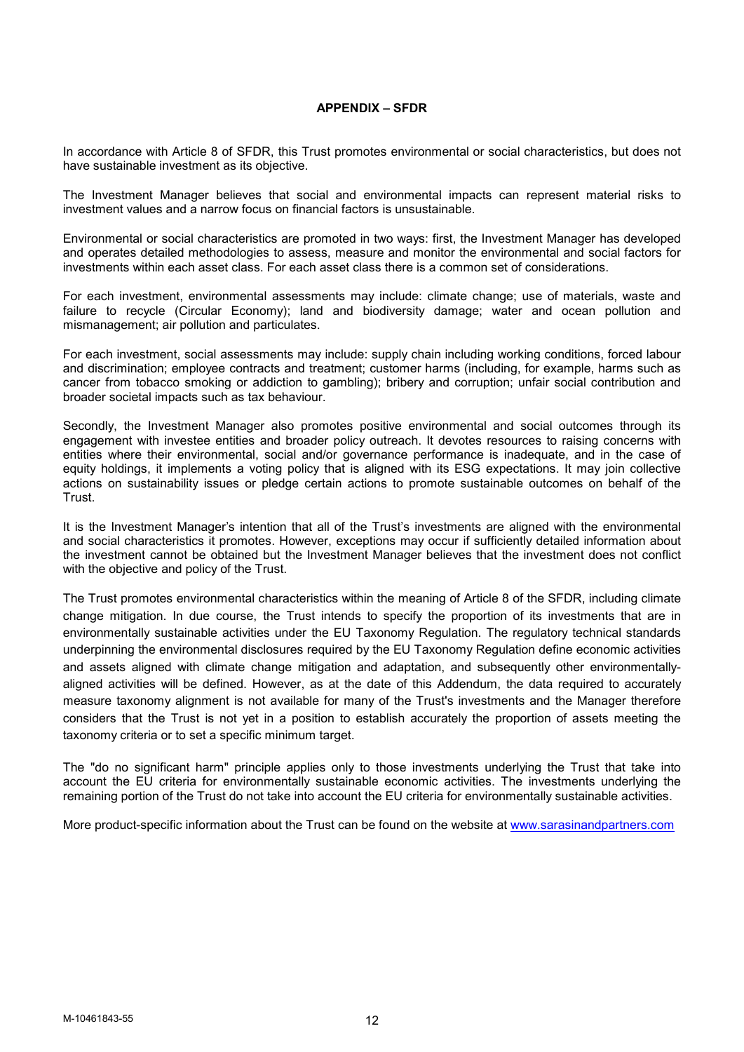## APPENDIX – SFDR

In accordance with Article 8 of SFDR, this Trust promotes environmental or social characteristics, but does not have sustainable investment as its objective.

The Investment Manager believes that social and environmental impacts can represent material risks to investment values and a narrow focus on financial factors is unsustainable.

Environmental or social characteristics are promoted in two ways: first, the Investment Manager has developed and operates detailed methodologies to assess, measure and monitor the environmental and social factors for investments within each asset class. For each asset class there is a common set of considerations.

For each investment, environmental assessments may include: climate change; use of materials, waste and failure to recycle (Circular Economy); land and biodiversity damage; water and ocean pollution and mismanagement; air pollution and particulates.

For each investment, social assessments may include: supply chain including working conditions, forced labour and discrimination; employee contracts and treatment; customer harms (including, for example, harms such as cancer from tobacco smoking or addiction to gambling); bribery and corruption; unfair social contribution and broader societal impacts such as tax behaviour.

Secondly, the Investment Manager also promotes positive environmental and social outcomes through its engagement with investee entities and broader policy outreach. It devotes resources to raising concerns with entities where their environmental, social and/or governance performance is inadequate, and in the case of equity holdings, it implements a voting policy that is aligned with its ESG expectations. It may join collective actions on sustainability issues or pledge certain actions to promote sustainable outcomes on behalf of the Trust.

It is the Investment Manager's intention that all of the Trust's investments are aligned with the environmental and social characteristics it promotes. However, exceptions may occur if sufficiently detailed information about the investment cannot be obtained but the Investment Manager believes that the investment does not conflict with the objective and policy of the Trust.

The Trust promotes environmental characteristics within the meaning of Article 8 of the SFDR, including climate change mitigation. In due course, the Trust intends to specify the proportion of its investments that are in environmentally sustainable activities under the EU Taxonomy Regulation. The regulatory technical standards underpinning the environmental disclosures required by the EU Taxonomy Regulation define economic activities and assets aligned with climate change mitigation and adaptation, and subsequently other environmentally-aligned activities will be defined. However, as at the date of this Addendum, the data required to accurately measure taxonomy alignment is not available for many of the Trust's investments and the Manager therefore considers that the Trust is not yet in a position to establish accurately the proportion of assets meeting the taxonomy criteria or to set a specific minimum target.

The "do no significant harm" principle applies only to those investments underlying the Trust that take into account the EU criteria for environmentally sustainable economic activities. The investments underlying the remaining portion of the Trust do not take into account the EU criteria for environmentally sustainable activities.

More product-specific information about the Trust can be found on the website at [www.sarasinandpartners.com](http://www.sarasinandpartners.com)

M-10461843-55